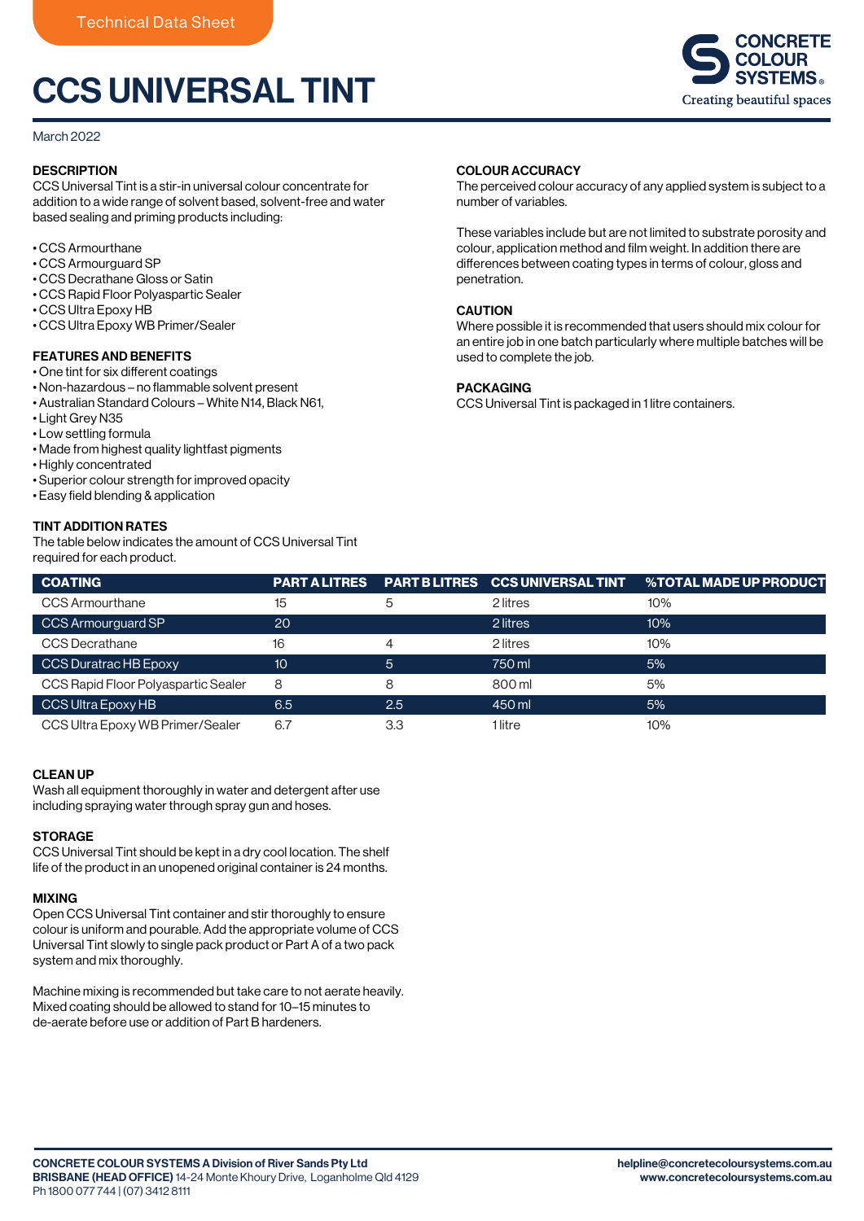Technical Data Sheet

# CCS UNIVERSAL TINT

March 2022

## DESCRIPTION

CCS Universal Tint is a stir-in universal colour concentrate for addition to a wide range of solvent based, solvent-free and water based sealing and priming products including:

- CCS Armourthane
- CCS Armourguard SP
- CCS Decrathane Gloss or Satin
- CCS Rapid Floor Polyaspartic Sealer
- CCS Ultra Epoxy HB
- CCS Ultra Epoxy WB Primer/Sealer

## FEATURES AND BENEFITS

- One tint for six different coatings
- Non-hazardous – no flammable solvent present
- Australian Standard Colours – White N14, Black N61,
- Light Grey N35
- Low settling formula
- Made from highest quality lightfast pigments
- Highly concentrated
- Superior colour strength for improved opacity
- Easy field blending & application

## TINT ADDITION RATES

The table below indicates the amount of CCS Universal Tint required for each product.

| COATING | PART A LITRES | PART B LITRES | CCS UNIVERSAL TINT | %TOTAL MADE UP PRODUCT |
|---|---|---|---|---|
| CCS Armourthane | 15 | 5 | 2 litres | 10% |
| CCS Armourguard SP | 20 | | 2 litres | 10% |
| CCS Decrathane | 16 | 4 | 2 litres | 10% |
| CCS Duratrac HB Epoxy | 10 | 5 | 750 ml | 5% |
| CCS Rapid Floor Polyaspartic Sealer | 8 | 8 | 800 ml | 5% |
| CCS Ultra Epoxy HB | 6.5 | 2.5 | 450 ml | 5% |
| CCS Ultra Epoxy WB Primer/Sealer | 6.7 | 3.3 | 1 litre | 10% |

## CLEAN UP

Wash all equipment thoroughly in water and detergent after use including spraying water through spray gun and hoses.

## STORAGE

CCS Universal Tint should be kept in a dry cool location. The shelf life of the product in an unopened original container is 24 months.

## MIXING

Open CCS Universal Tint container and stir thoroughly to ensure colour is uniform and pourable. Add the appropriate volume of CCS Universal Tint slowly to single pack product or Part A of a two pack system and mix thoroughly.

Machine mixing is recommended but take care to not aerate heavily. Mixed coating should be allowed to stand for 10–15 minutes to de-aerate before use or addition of Part B hardeners.

## COLOUR ACCURACY

The perceived colour accuracy of any applied system is subject to a number of variables.

These variables include but are not limited to substrate porosity and colour, application method and film weight. In addition there are differences between coating types in terms of colour, gloss and penetration.

## CAUTION

Where possible it is recommended that users should mix colour for an entire job in one batch particularly where multiple batches will be used to complete the job.

## PACKAGING

CCS Universal Tint is packaged in 1 litre containers.

**CONCRETE COLOUR SYSTEMS A Division of River Sands Pty Ltd**
**BRISBANE (HEAD OFFICE)** 14-24 Monte Khoury Drive, Loganholme Qld 4129
Ph 1800 077 744 | (07) 3412 8111

**helpline@concretecoloursystems.com.au**
**www.concretecoloursystems.com.au**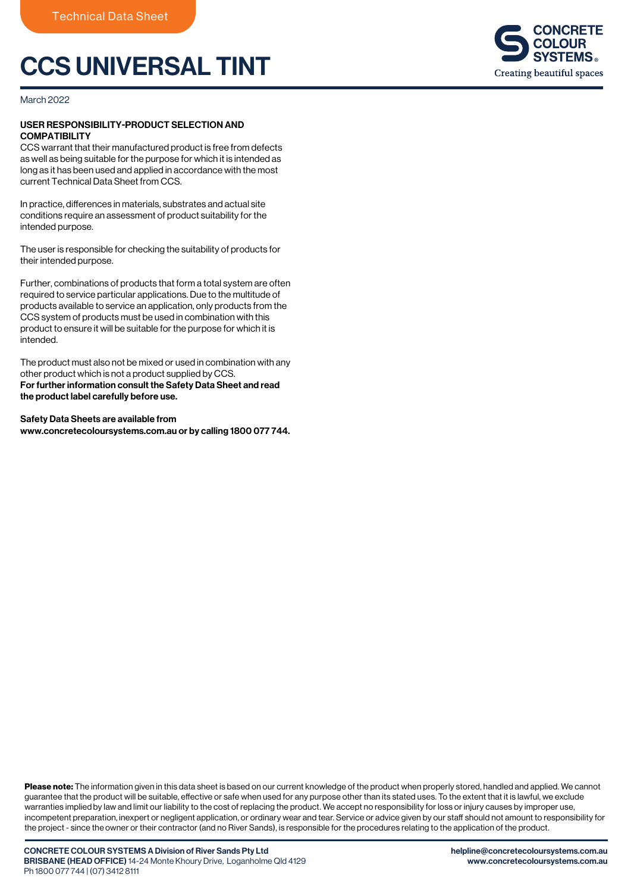# CCS UNIVERSAL TINT

March 2022

**USER RESPONSIBILITY-PRODUCT SELECTION AND COMPATIBILITY**

CCS warrant that their manufactured product is free from defects as well as being suitable for the purpose for which it is intended as long as it has been used and applied in accordance with the most current Technical Data Sheet from CCS.

In practice, differences in materials, substrates and actual site conditions require an assessment of product suitability for the intended purpose.

The user is responsible for checking the suitability of products for their intended purpose.

Further, combinations of products that form a total system are often required to service particular applications. Due to the multitude of products available to service an application, only products from the CCS system of products must be used in combination with this product to ensure it will be suitable for the purpose for which it is intended.

The product must also not be mixed or used in combination with any other product which is not a product supplied by CCS.
**For further information consult the Safety Data Sheet and read the product label carefully before use.**

**Safety Data Sheets are available from www.concretecoloursystems.com.au or by calling 1800 077 744.**

**Please note:** The information given in this data sheet is based on our current knowledge of the product when properly stored, handled and applied. We cannot guarantee that the product will be suitable, effective or safe when used for any purpose other than its stated uses. To the extent that it is lawful, we exclude warranties implied by law and limit our liability to the cost of replacing the product. We accept no responsibility for loss or injury causes by improper use, incompetent preparation, inexpert or negligent application, or ordinary wear and tear. Service or advice given by our staff should not amount to responsibility for the project - since the owner or their contractor (and no River Sands), is responsible for the procedures relating to the application of the product.

**CONCRETE COLOUR SYSTEMS A Division of River Sands Pty Ltd**
**BRISBANE (HEAD OFFICE)** 14-24 Monte Khoury Drive, Loganholme Qld 4129
Ph 1800 077 744 | (07) 3412 8111

**helpline@concretecoloursystems.com.au**
**www.concretecoloursystems.com.au**